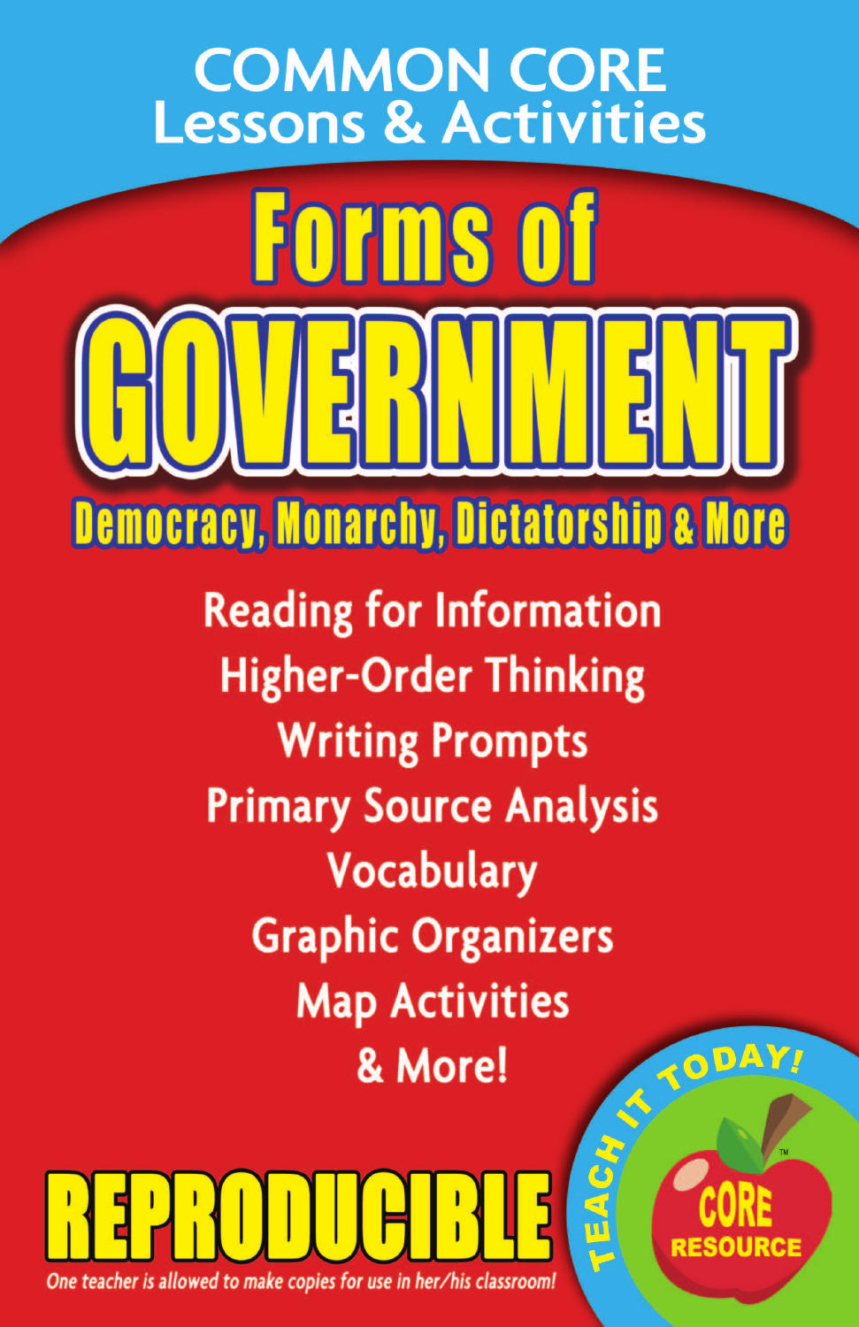# COMMON CORE Lessons & Activities

# Forms of GOVERNMENT

## Democracy, Monarchy, Dictatorship & More

Reading for Information
Higher-Order Thinking
Writing Prompts
Primary Source Analysis
Vocabulary
Graphic Organizers
Map Activities
& More!

**REPRODUCIBLE**

*One teacher is allowed to make copies for use in her/his classroom!*

TEACH IT TODAY!

CORE RESOURCE™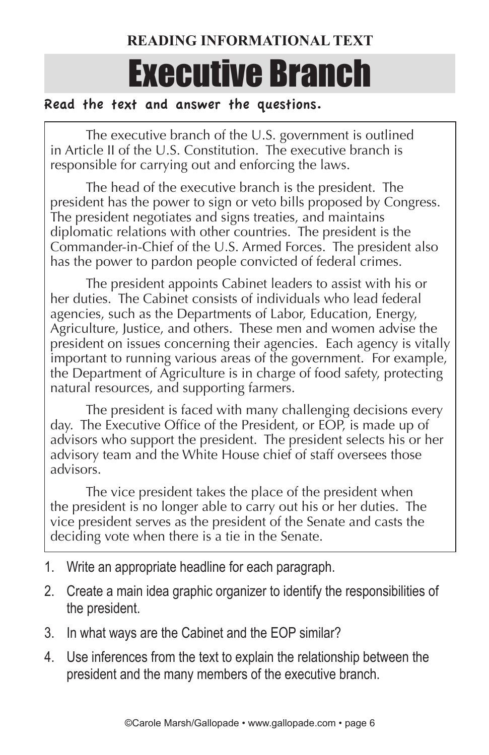**READING INFORMATIONAL TEXT**

# Executive Branch

**Read the text and answer the questions.**

The executive branch of the U.S. government is outlined in Article II of the U.S. Constitution. The executive branch is responsible for carrying out and enforcing the laws.

The head of the executive branch is the president. The president has the power to sign or veto bills proposed by Congress. The president negotiates and signs treaties, and maintains diplomatic relations with other countries. The president is the Commander-in-Chief of the U.S. Armed Forces. The president also has the power to pardon people convicted of federal crimes.

The president appoints Cabinet leaders to assist with his or her duties. The Cabinet consists of individuals who lead federal agencies, such as the Departments of Labor, Education, Energy, Agriculture, Justice, and others. These men and women advise the president on issues concerning their agencies. Each agency is vitally important to running various areas of the government. For example, the Department of Agriculture is in charge of food safety, protecting natural resources, and supporting farmers.

The president is faced with many challenging decisions every day. The Executive Office of the President, or EOP, is made up of advisors who support the president. The president selects his or her advisory team and the White House chief of staff oversees those advisors.

The vice president takes the place of the president when the president is no longer able to carry out his or her duties. The vice president serves as the president of the Senate and casts the deciding vote when there is a tie in the Senate.

1. Write an appropriate headline for each paragraph.
2. Create a main idea graphic organizer to identify the responsibilities of the president.
3. In what ways are the Cabinet and the EOP similar?
4. Use inferences from the text to explain the relationship between the president and the many members of the executive branch.

©Carole Marsh/Gallopade • www.gallopade.com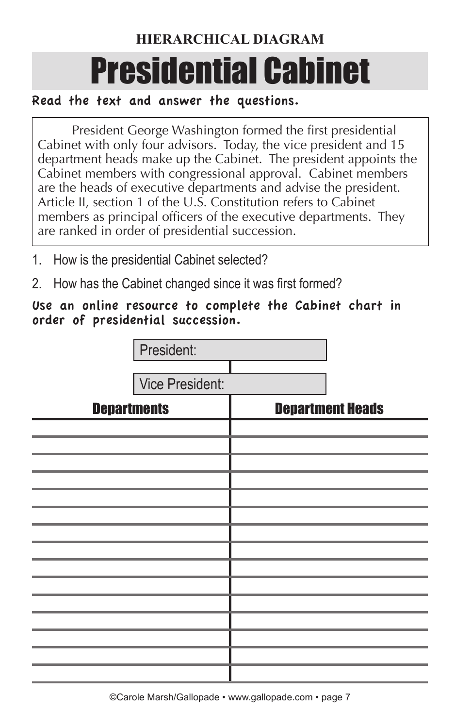HIERARCHICAL DIAGRAM

# Presidential Cabinet

**Read the text and answer the questions.**

President George Washington formed the first presidential Cabinet with only four advisors. Today, the vice president and 15 department heads make up the Cabinet. The president appoints the Cabinet members with congressional approval. Cabinet members are the heads of executive departments and advise the president. Article II, section 1 of the U.S. Constitution refers to Cabinet members as principal officers of the executive departments. They are ranked in order of presidential succession.

1. How is the presidential Cabinet selected?
2. How has the Cabinet changed since it was first formed?

**Use an online resource to complete the Cabinet chart in order of presidential succession.**

President:

Vice President:

| Departments | Department Heads |
|---|---|
| | |
| | |
| | |
| | |
| | |
| | |
| | |
| | |
| | |
| | |
| | |
| | |
| | |
| | |
| | |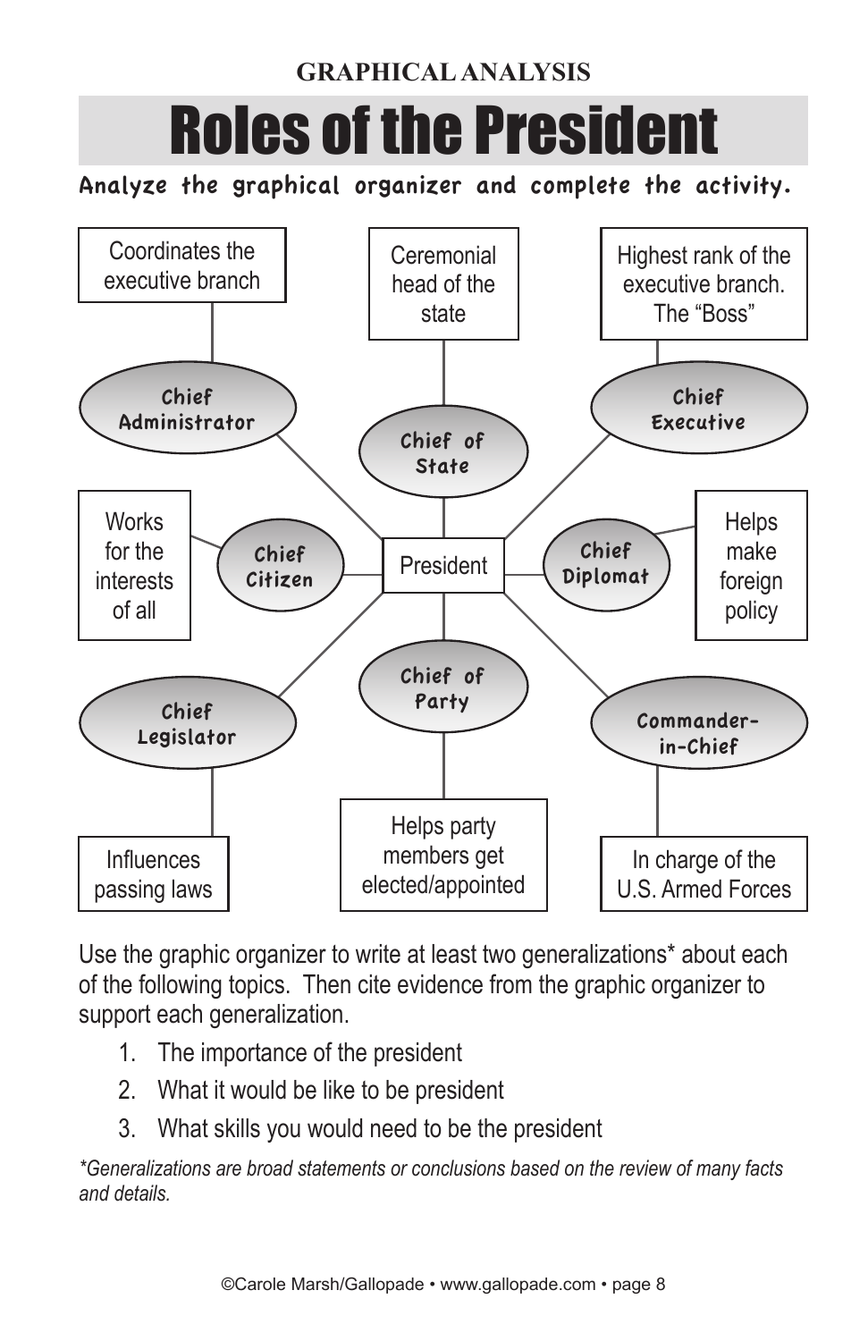GRAPHICAL ANALYSIS

# Roles of the President

**Analyze the graphical organizer and complete the activity.**

Coordinates the executive branch

Chief Administrator

Ceremonial head of the state

Chief of State

Highest rank of the executive branch. The "Boss"

Chief Executive

Works for the interests of all

Chief Citizen

President

Chief Diplomat

Helps make foreign policy

Chief Legislator

Influences passing laws

Chief of Party

Helps party members get elected/appointed

Commander-in-Chief

In charge of the U.S. Armed Forces

Use the graphic organizer to write at least two generalizations* about each of the following topics. Then cite evidence from the graphic organizer to support each generalization.

1. The importance of the president
2. What it would be like to be president
3. What skills you would need to be the president

*\*Generalizations are broad statements or conclusions based on the review of many facts and details.*

©Carole Marsh/Gallopade • www.gallopade.com